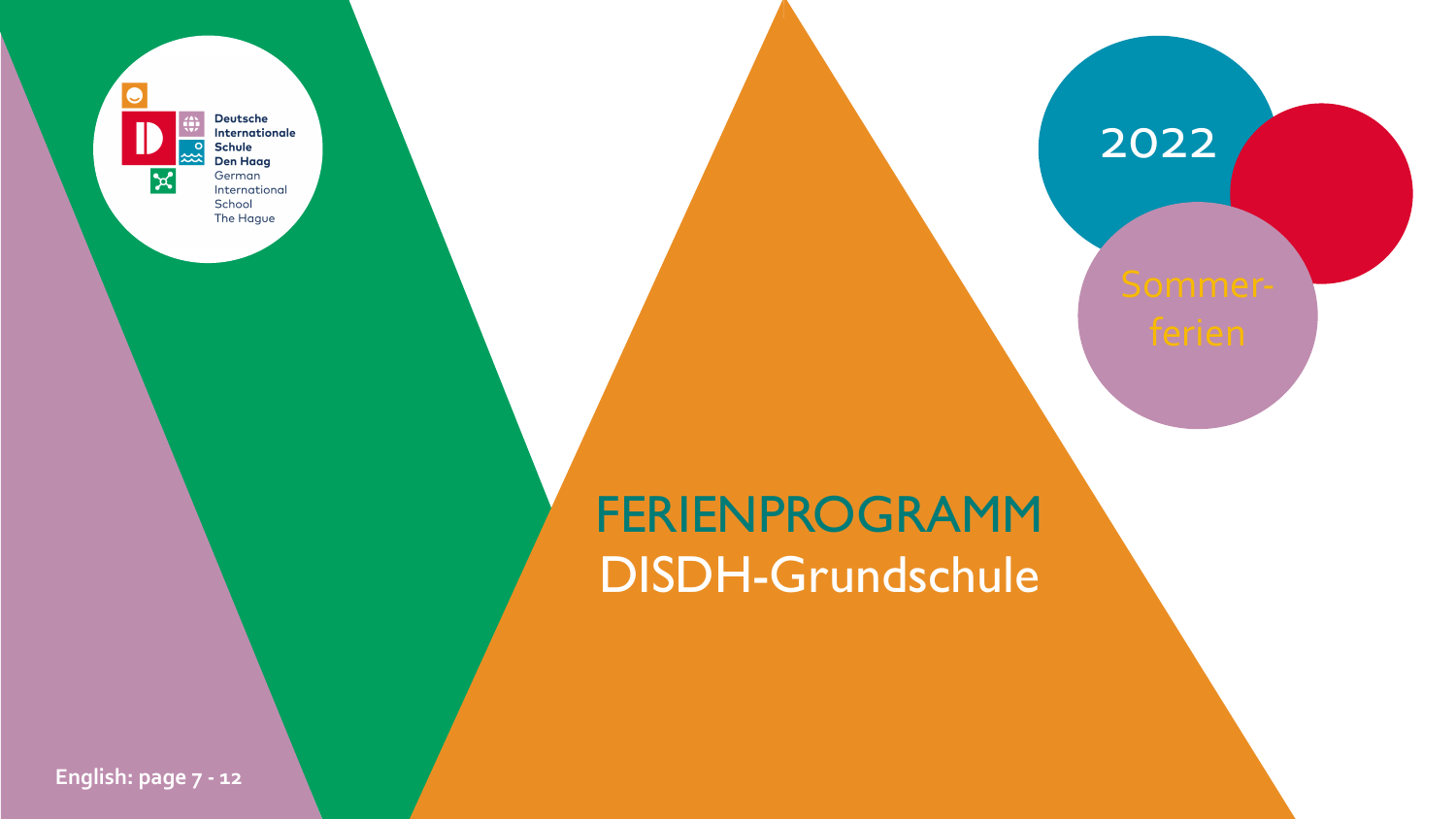Deutsche Internationale Schule Den Haag
German International School The Hague

2022

Sommer-ferien

# FERIENPROGRAMM DISDH-Grundschule

**English: page 7 - 12**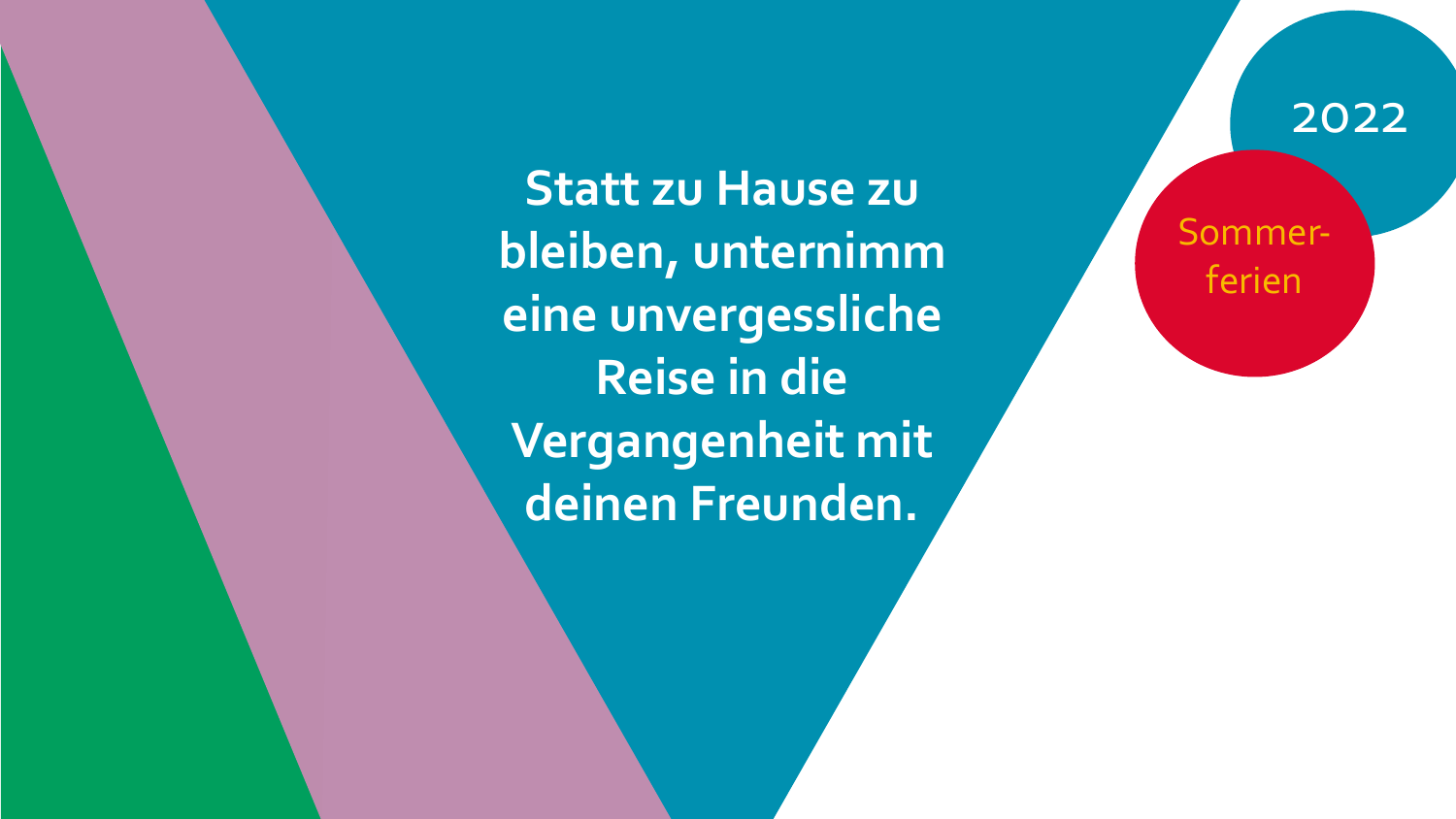2022

Sommer-
ferien

**Statt zu Hause zu bleiben, unternimm eine unvergessliche Reise in die Vergangenheit mit deinen Freunden.**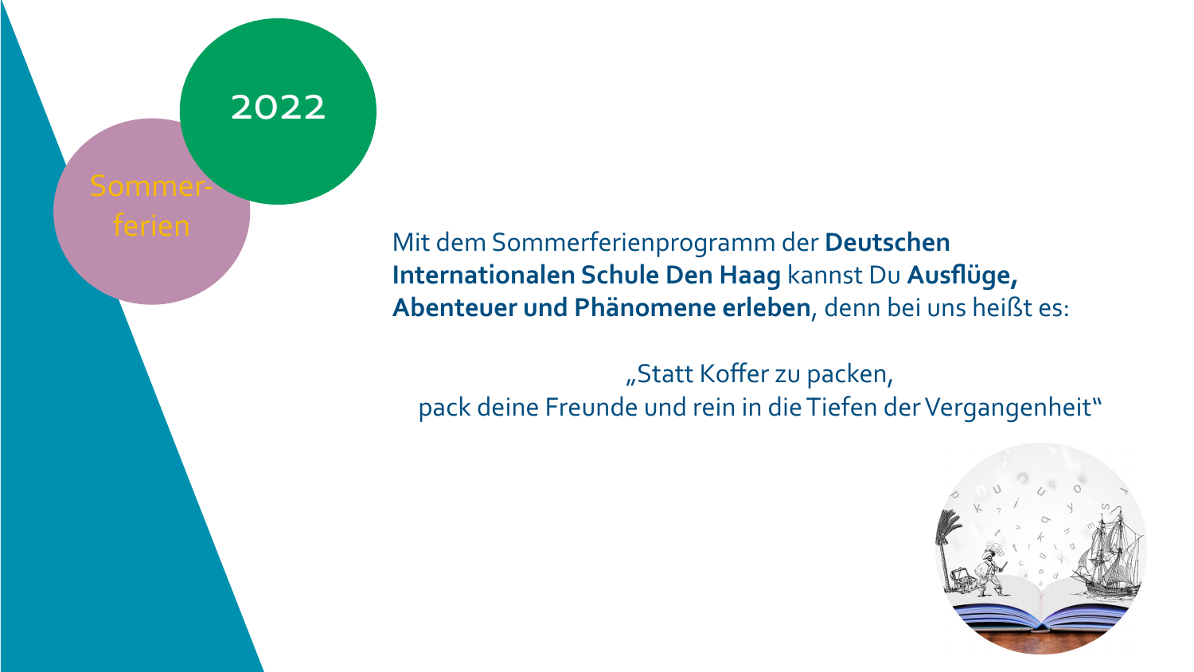2022

Sommer-
ferien

Mit dem Sommerferienprogramm der **Deutschen Internationalen Schule Den Haag** kannst Du **Ausflüge, Abenteuer und Phänomene erleben**, denn bei uns heißt es:

„Statt Koffer zu packen,
pack deine Freunde und rein in die Tiefen der Vergangenheit"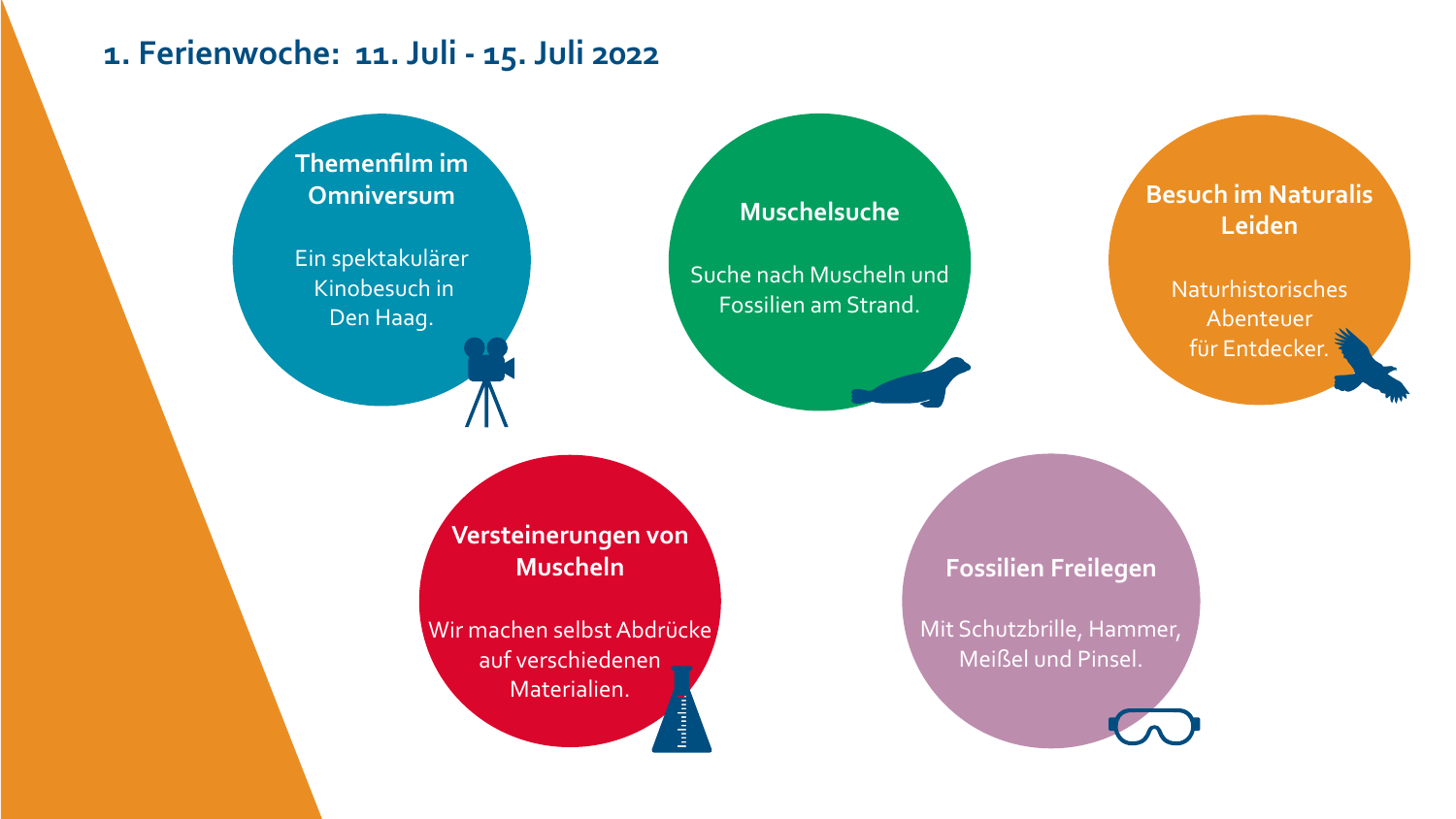# 1. Ferienwoche: 11. Juli - 15. Juli 2022

### Themenfilm im Omniversum

Ein spektakulärer Kinobesuch in Den Haag.

### Muschelsuche

Suche nach Muscheln und Fossilien am Strand.

### Besuch im Naturalis Leiden

Naturhistorisches Abenteuer für Entdecker.

### Versteinerungen von Muscheln

Wir machen selbst Abdrücke auf verschiedenen Materialien.

### Fossilien Freilegen

Mit Schutzbrille, Hammer, Meißel und Pinsel.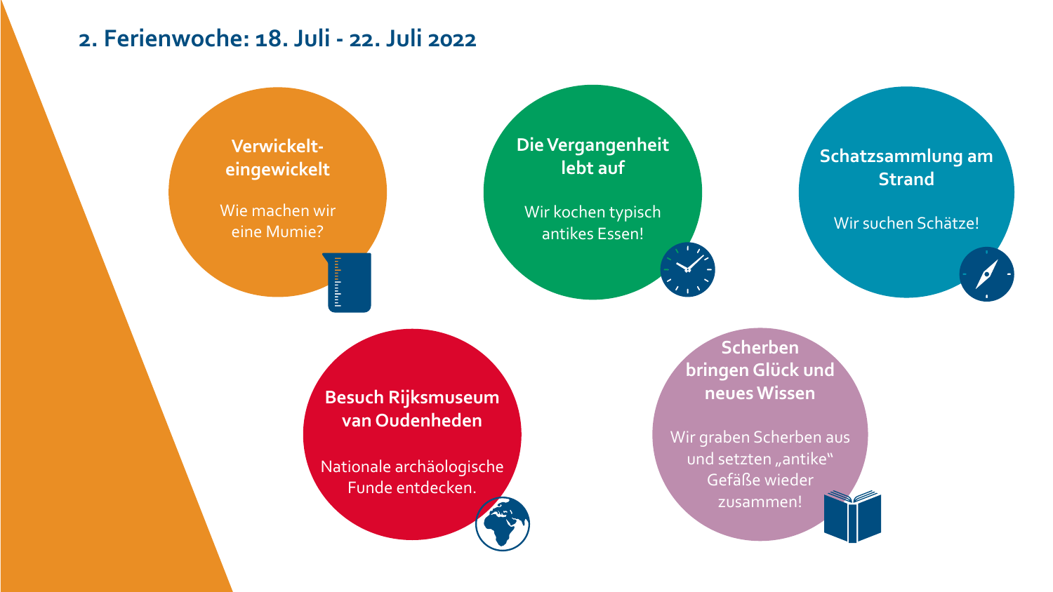## 2. Ferienwoche: 18. Juli - 22. Juli 2022

**Verwickelt-eingewickelt**

Wie machen wir eine Mumie?

**Die Vergangenheit lebt auf**

Wir kochen typisch antikes Essen!

**Schatzsammlung am Strand**

Wir suchen Schätze!

**Besuch Rijksmuseum van Oudenheden**

Nationale archäologische Funde entdecken.

**Scherben bringen Glück und neues Wissen**

Wir graben Scherben aus und setzten „antike" Gefäße wieder zusammen!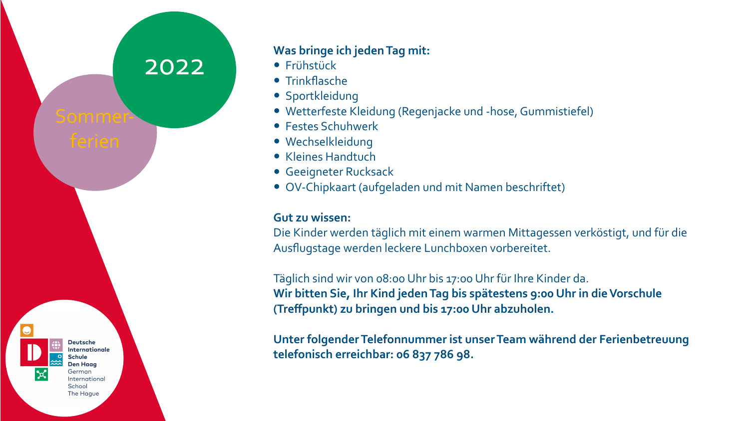2022

Sommer-
ferien

**Was bringe ich jeden Tag mit:**

- Frühstück
- Trinkflasche
- Sportkleidung
- Wetterfeste Kleidung (Regenjacke und -hose, Gummistiefel)
- Festes Schuhwerk
- Wechselkleidung
- Kleines Handtuch
- Geeigneter Rucksack
- OV-Chipkaart (aufgeladen und mit Namen beschriftet)

**Gut zu wissen:**
Die Kinder werden täglich mit einem warmen Mittagessen verköstigt, und für die Ausflugstage werden leckere Lunchboxen vorbereitet.

Täglich sind wir von 08:00 Uhr bis 17:00 Uhr für Ihre Kinder da.
**Wir bitten Sie, Ihr Kind jeden Tag bis spätestens 9:00 Uhr in die Vorschule (Treffpunkt) zu bringen und bis 17:00 Uhr abzuholen.**

**Unter folgender Telefonnummer ist unser Team während der Ferienbetreuung telefonisch erreichbar: 06 837 786 98.**

Deutsche Internationale Schule Den Haag
German International School The Hague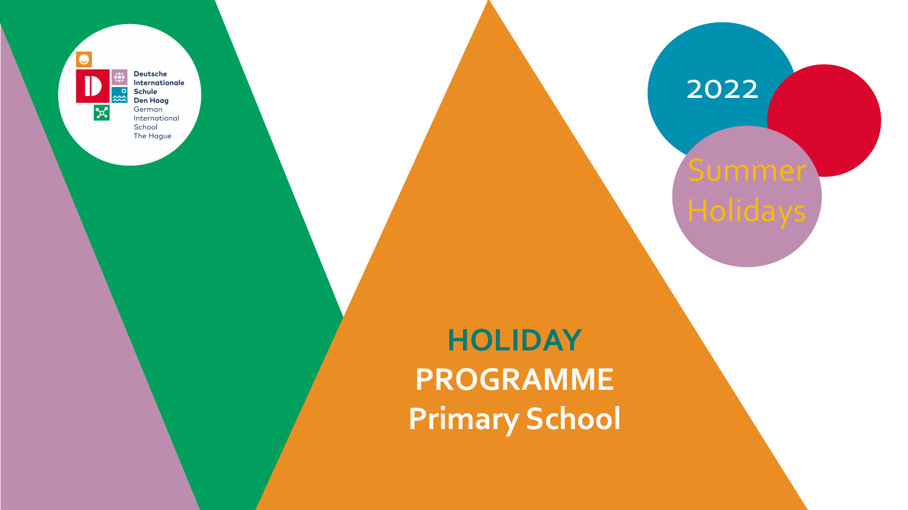Deutsche Internationale Schule Den Haag
German International School The Hague

2022

Summer Holidays

# HOLIDAY PROGRAMME Primary School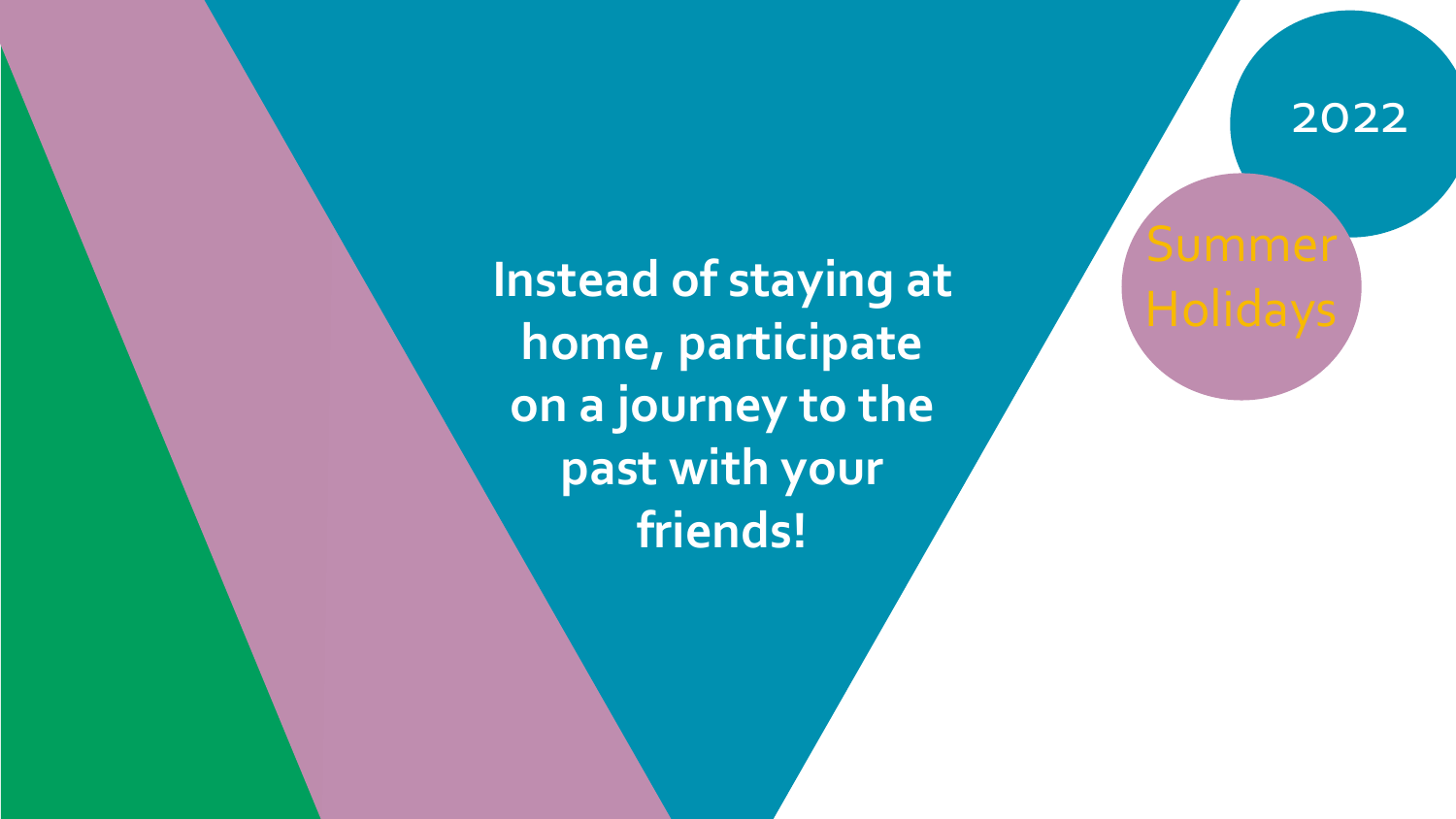2022

Summer Holidays

**Instead of staying at home, participate on a journey to the past with your friends!**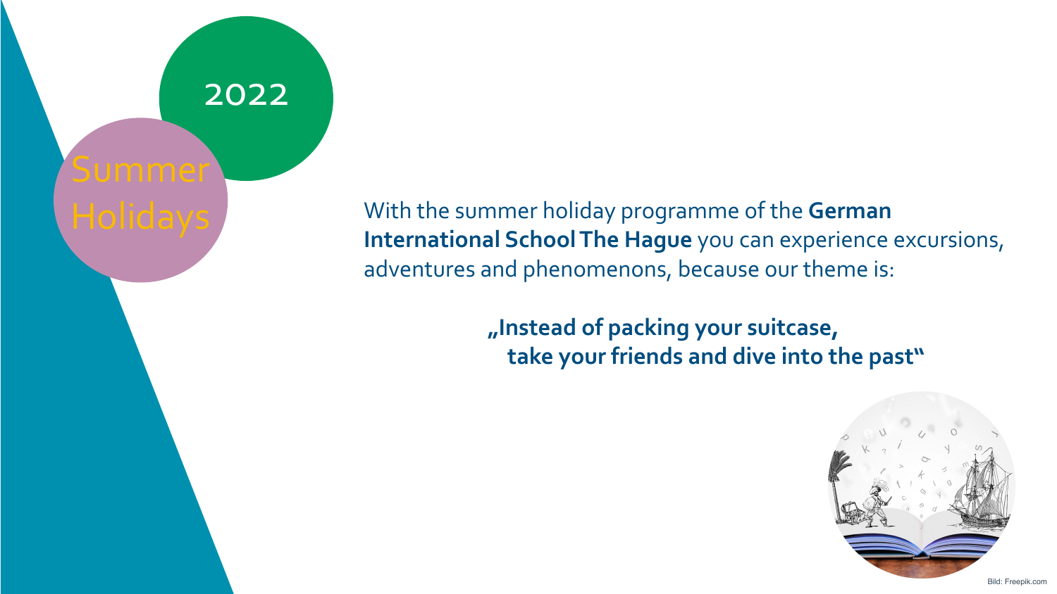# 2022

# Summer Holidays

With the summer holiday programme of the **German International School The Hague** you can experience excursions, adventures and phenomenons, because our theme is:

**„Instead of packing your suitcase, take your friends and dive into the past"**

Bild: Freepik.com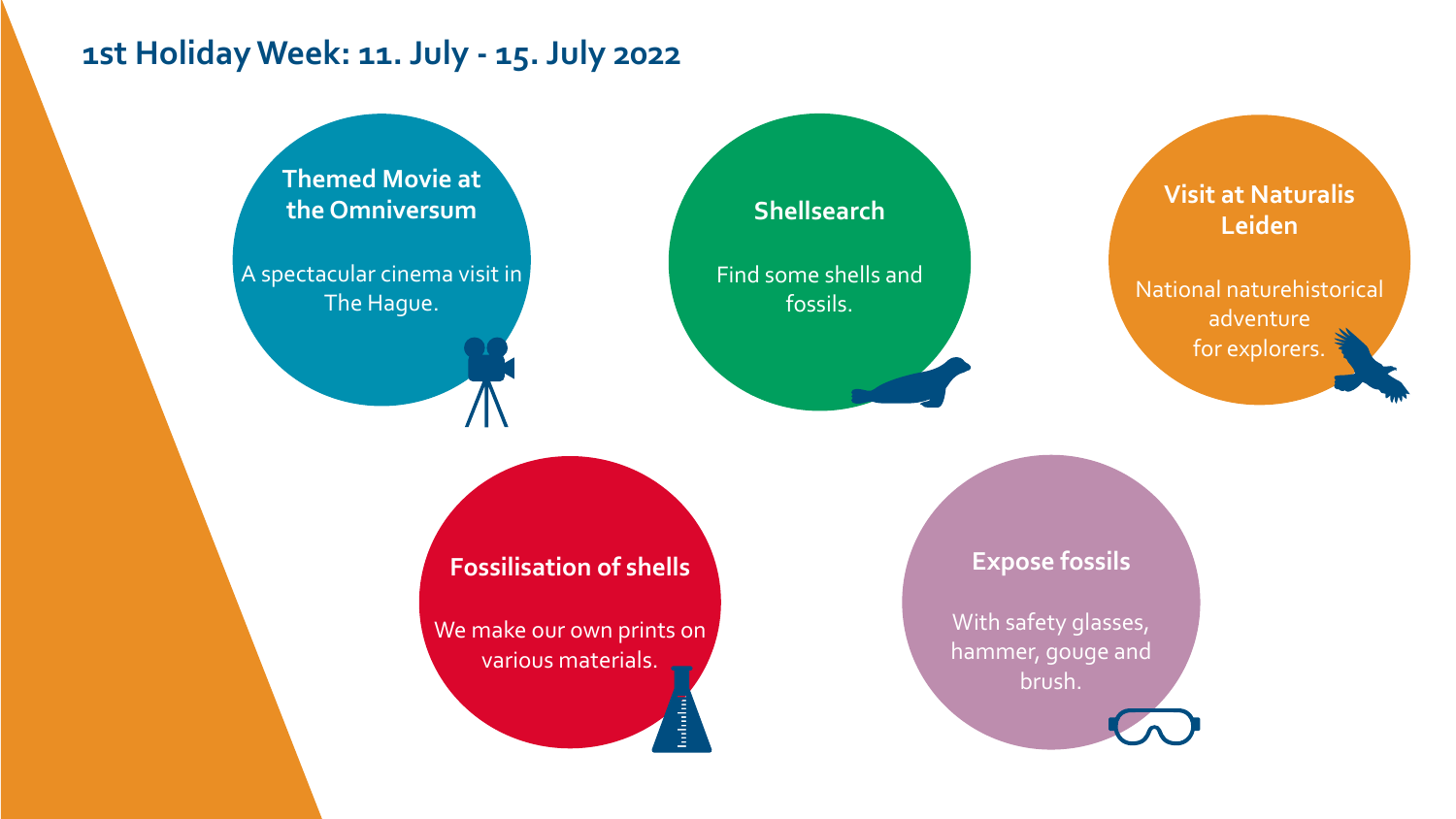# 1st Holiday Week: 11. July - 15. July 2022

### Themed Movie at the Omniversum

A spectacular cinema visit in The Hague.

### Shellsearch

Find some shells and fossils.

### Visit at Naturalis Leiden

National naturehistorical adventure for explorers.

### Fossilisation of shells

We make our own prints on various materials.

### Expose fossils

With safety glasses, hammer, gouge and brush.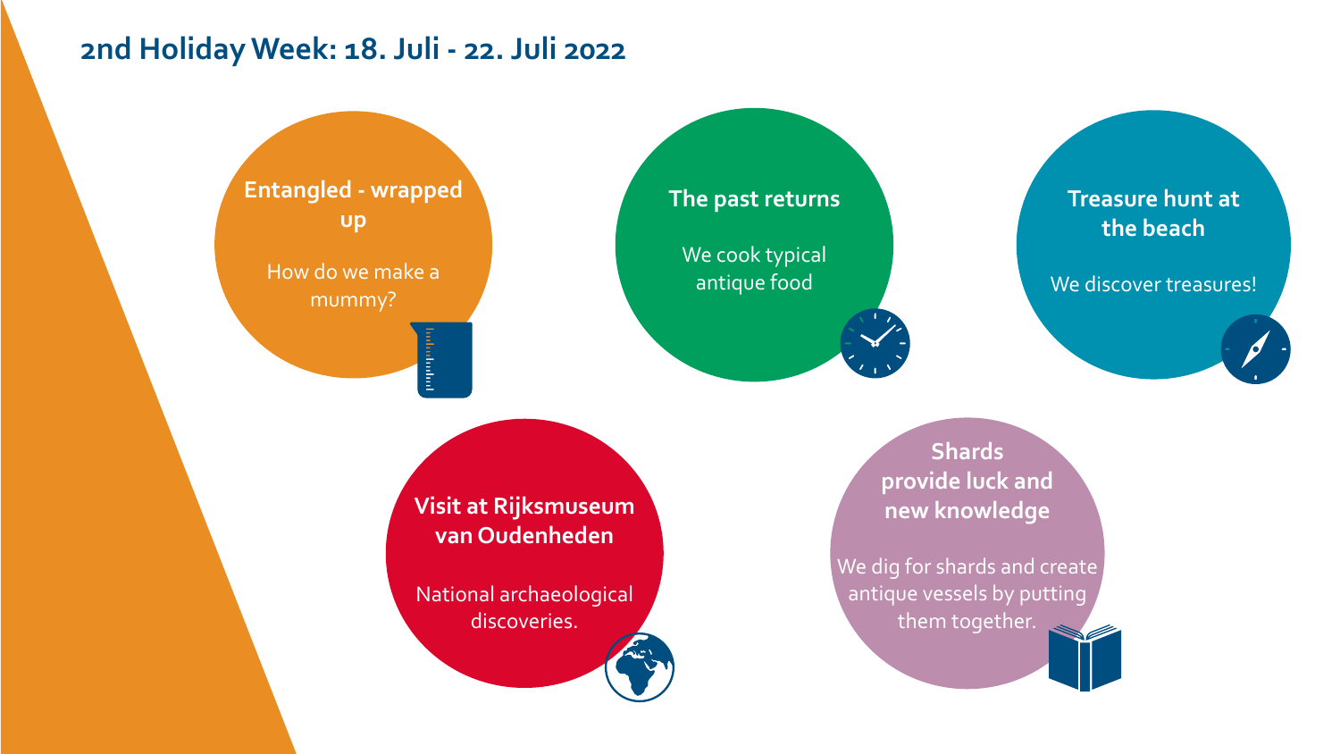## 2nd Holiday Week: 18. Juli - 22. Juli 2022

**Entangled - wrapped up**

How do we make a mummy?

**The past returns**

We cook typical antique food

**Treasure hunt at the beach**

We discover treasures!

**Visit at Rijksmuseum van Oudenheden**

National archaeological discoveries.

**Shards provide luck and new knowledge**

We dig for shards and create antique vessels by putting them together.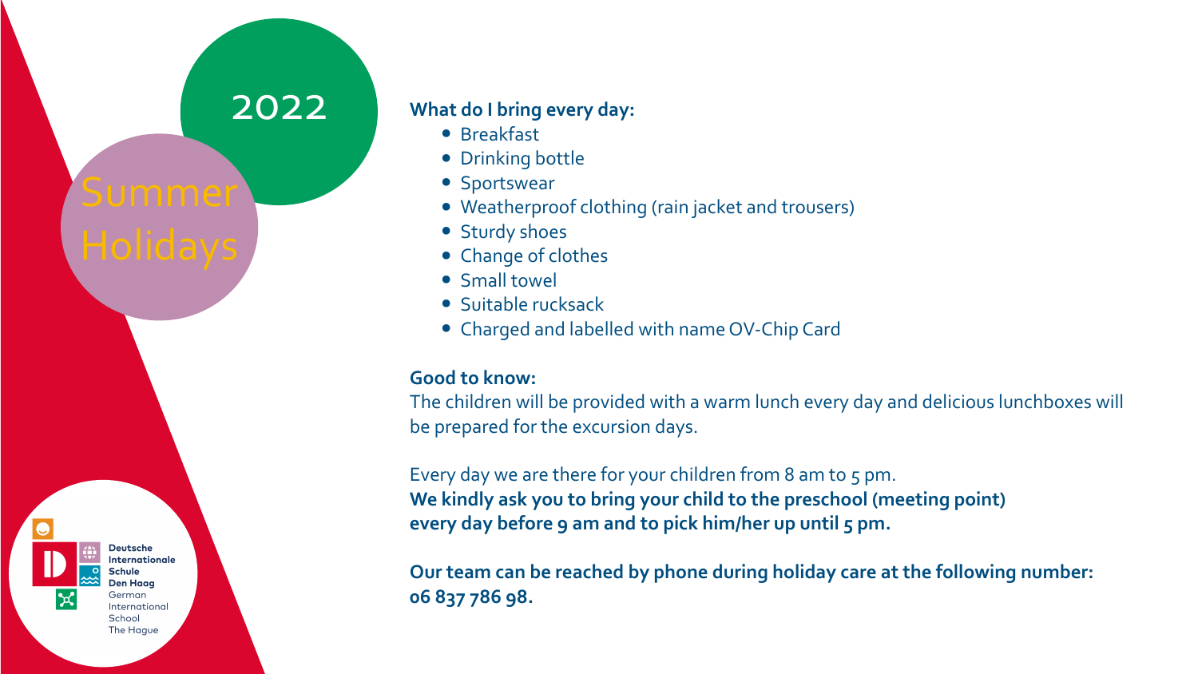2022

Summer Holidays

**What do I bring every day:**

- Breakfast
- Drinking bottle
- Sportswear
- Weatherproof clothing (rain jacket and trousers)
- Sturdy shoes
- Change of clothes
- Small towel
- Suitable rucksack
- Charged and labelled with name OV-Chip Card

**Good to know:**

The children will be provided with a warm lunch every day and delicious lunchboxes will be prepared for the excursion days.

Every day we are there for your children from 8 am to 5 pm.
**We kindly ask you to bring your child to the preschool (meeting point) every day before 9 am and to pick him/her up until 5 pm.**

**Our team can be reached by phone during holiday care at the following number: 06 837 786 98.**

Deutsche Internationale Schule Den Haag
German International School The Hague